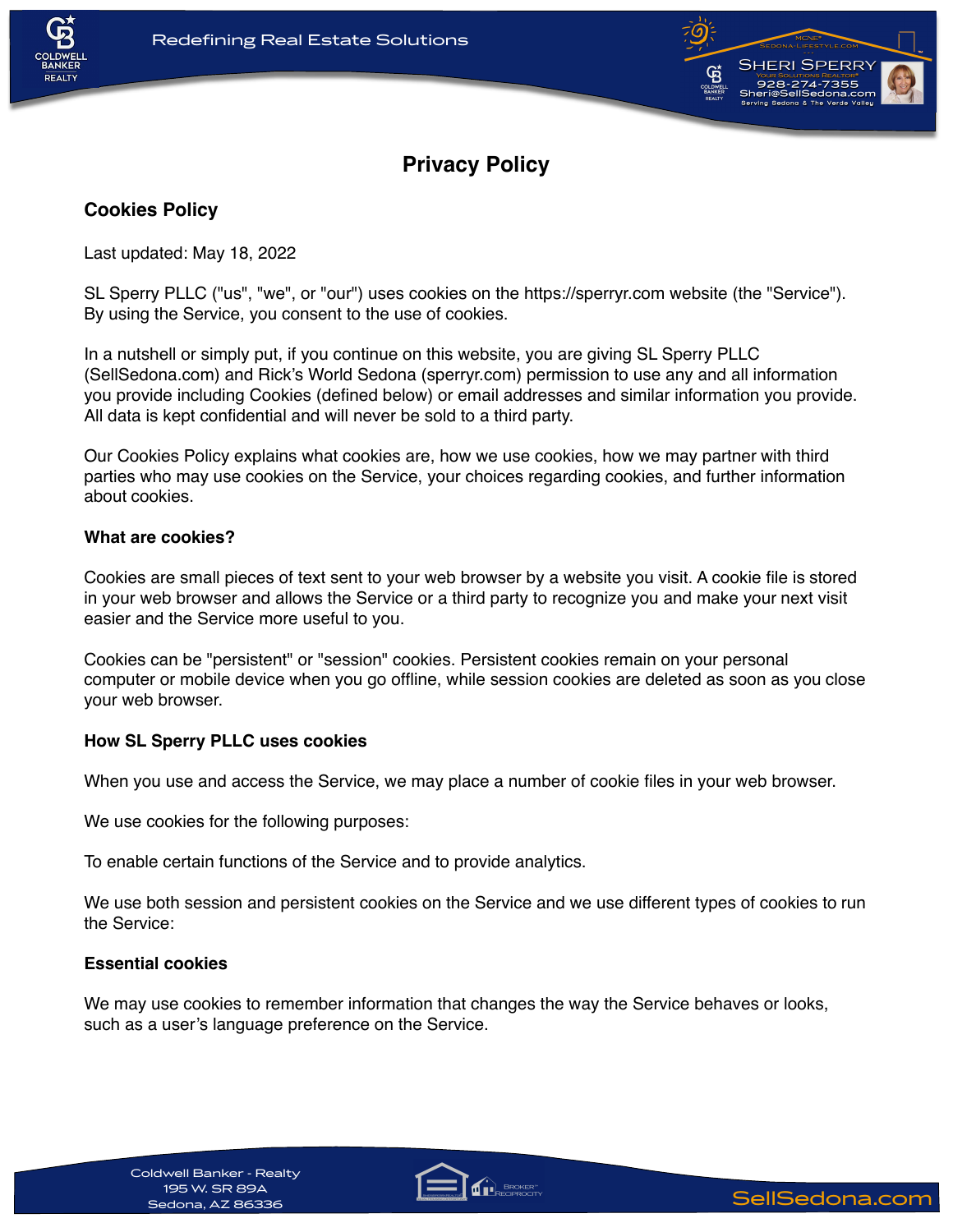# Privacy Policy

## Cookies Policy

Last updated: May 18, 2022

SL Sperry PLLC ("us", "we", or "our") uses cookies on the https://sperryr.com website (the "Service"). By using the Service, you consent to the use of cookies.

In a nutshell or simply put, if you continue on this website, you are giving SL Sperry PLLC (SellSedona.com) and Rick's World Sedona (sperryr.com) permission to use any and all information you provide including Cookies (defined below) or email addresses and similar information you provide. All data is kept confidential and will never be sold to a third party.

Our Cookies Policy explains what cookies are, how we use cookies, how we may partner with third parties who may use cookies on the Service, your choices regarding cookies, and further information about cookies.

### What are cookies?

Cookies are small pieces of text sent to your web browser by a website you visit. A cookie file is stored in your web browser and allows the Service or a third party to recognize you and make your next visit easier and the Service more useful to you.

Cookies can be "persistent" or "session" cookies. Persistent cookies remain on your personal computer or mobile device when you go offline, while session cookies are deleted as soon as you close your web browser.

### How SL Sperry PLLC uses cookies

When you use and access the Service, we may place a number of cookie files in your web browser.

We use cookies for the following purposes:

To enable certain functions of the Service and to provide analytics.

We use both session and persistent cookies on the Service and we use different types of cookies to run the Service:

### Essential cookies

We may use cookies to remember information that changes the way the Service behaves or looks, such as a user's language preference on the Service.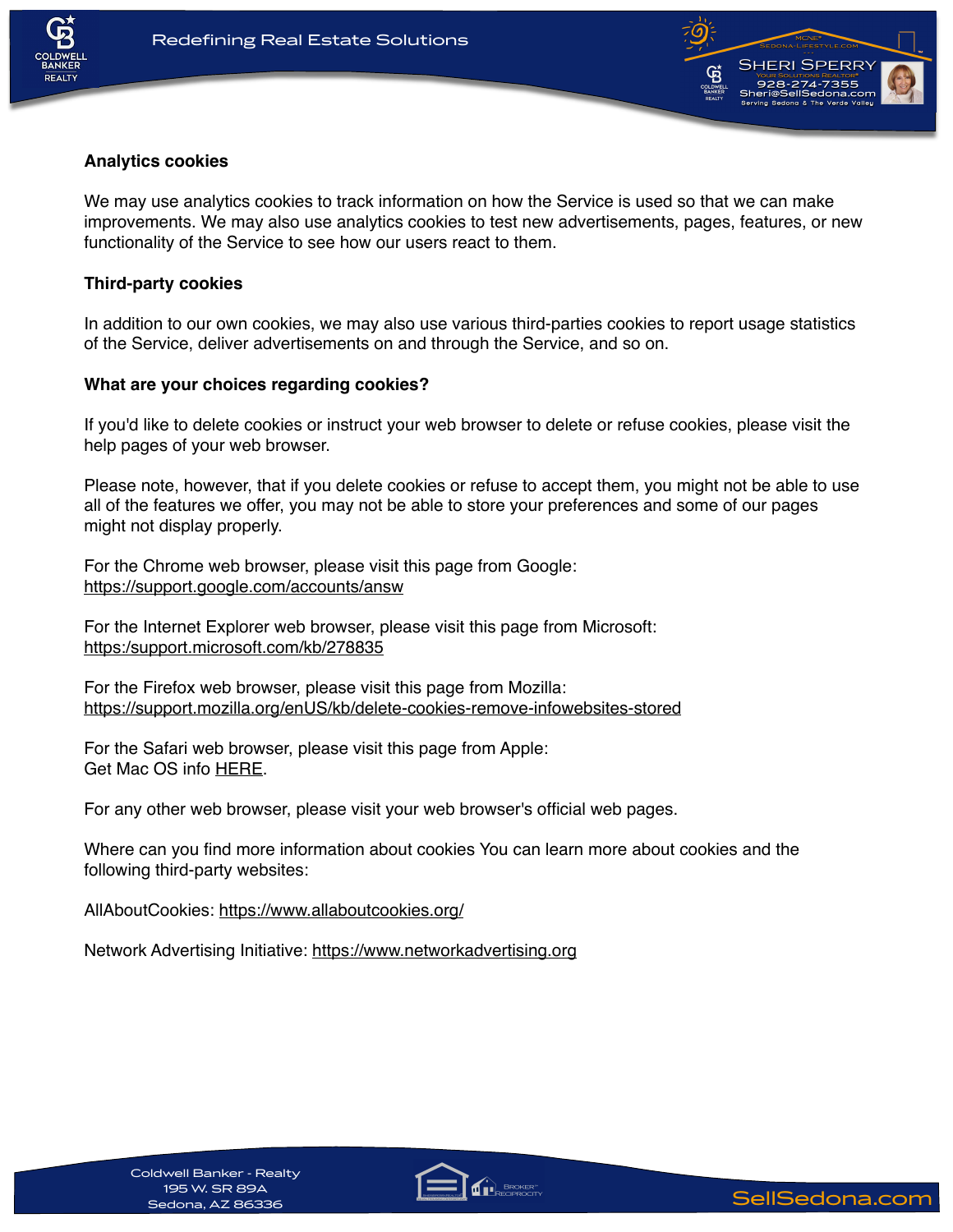### Analytics cookies

We may use analytics cookies to track information on how the Service is used so that we can make improvements. We may also use analytics cookies to test new advertisements, pages, features, or new functionality of the Service to see how our users react to them.

### Third-party cookies

In addition to our own cookies, we may also use various third-parties cookies to report usage statistics of the Service, deliver advertisements on and through the Service, and so on.

### What are your choices regarding cookies?

If you'd like to delete cookies or instruct your web browser to delete or refuse cookies, please visit the help pages of your web browser.

Please note, however, that if you delete cookies or refuse to accept them, you might not be able to use all of the features we offer, you may not be able to store your preferences and some of our pages might not display properly.

For the Chrome web browser, please visit this page from Google:
https://support.google.com/accounts/answ

For the Internet Explorer web browser, please visit this page from Microsoft:
https:/support.microsoft.com/kb/278835

For the Firefox web browser, please visit this page from Mozilla:
https://support.mozilla.org/enUS/kb/delete-cookies-remove-infowebsites-stored

For the Safari web browser, please visit this page from Apple:
Get Mac OS info HERE.

For any other web browser, please visit your web browser's official web pages.

Where can you find more information about cookies You can learn more about cookies and the following third-party websites:

AllAboutCookies: https://www.allaboutcookies.org/

Network Advertising Initiative: https://www.networkadvertising.org